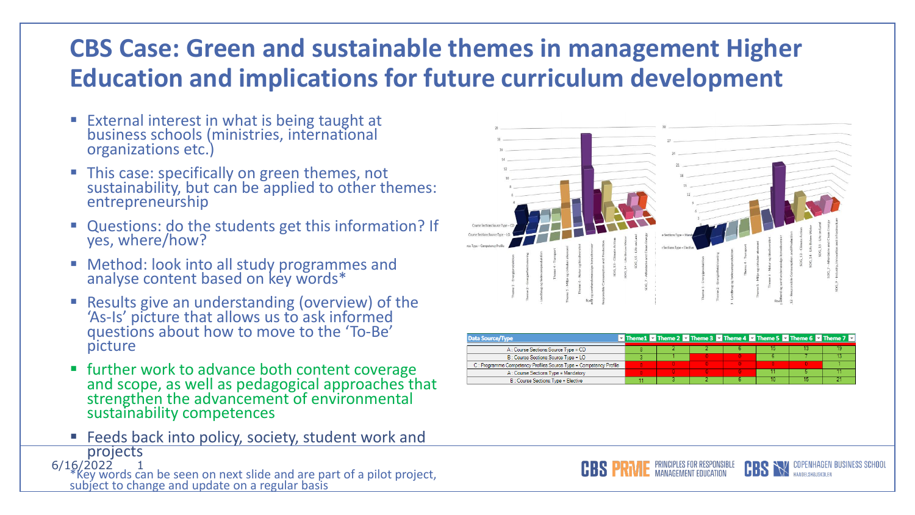# CBS Case: Green and sustainable themes in management Higher Education and implications for future curriculum development

- External interest in what is being taught at business schools (ministries, international organizations etc.)
- This case: specifically on green themes, not sustainability, but can be applied to other themes: entrepreneurship
- Questions: do the students get this information? If yes, where/how?
- Method: look into all study programmes and analyse content based on key words*
- Results give an understanding (overview) of the 'As-Is' picture that allows us to ask informed questions about how to move to the 'To-Be' picture
- further work to advance both content coverage and scope, as well as pedagogical approaches that strengthen the advancement of environmental sustainability competences
- Feeds back into policy, society, student work and projects

| Data Source/Type | Theme1 | Theme 2 | Theme 3 | Theme 4 | Theme 5 | Theme 6 | Theme 7 |
|---|---|---|---|---|---|---|---|
| A : Course Sections Source Type = CD | 8 | 2 | 2 | 6 | 15 | 13 | 19 |
| B : Course Sections Source Type = LO | 3 | 1 | 0 | 0 | 6 | 7 | 13 |
| C : Programme Competency Profiles Source Type = Competency Profile | 0 | 0 | 0 | 0 | 0 | 0 | 1 |
| A : Course Sections Type = Mandatory | 0 | 0 | 0 | 0 | 11 | 5 | 11 |
| B : Course Sections Type = Elective | 11 | 3 | 2 | 6 | 10 | 15 | 21 |

6/16/2022

*Key words can be seen on next slide and are part of a pilot project, subject to change and update on a regular basis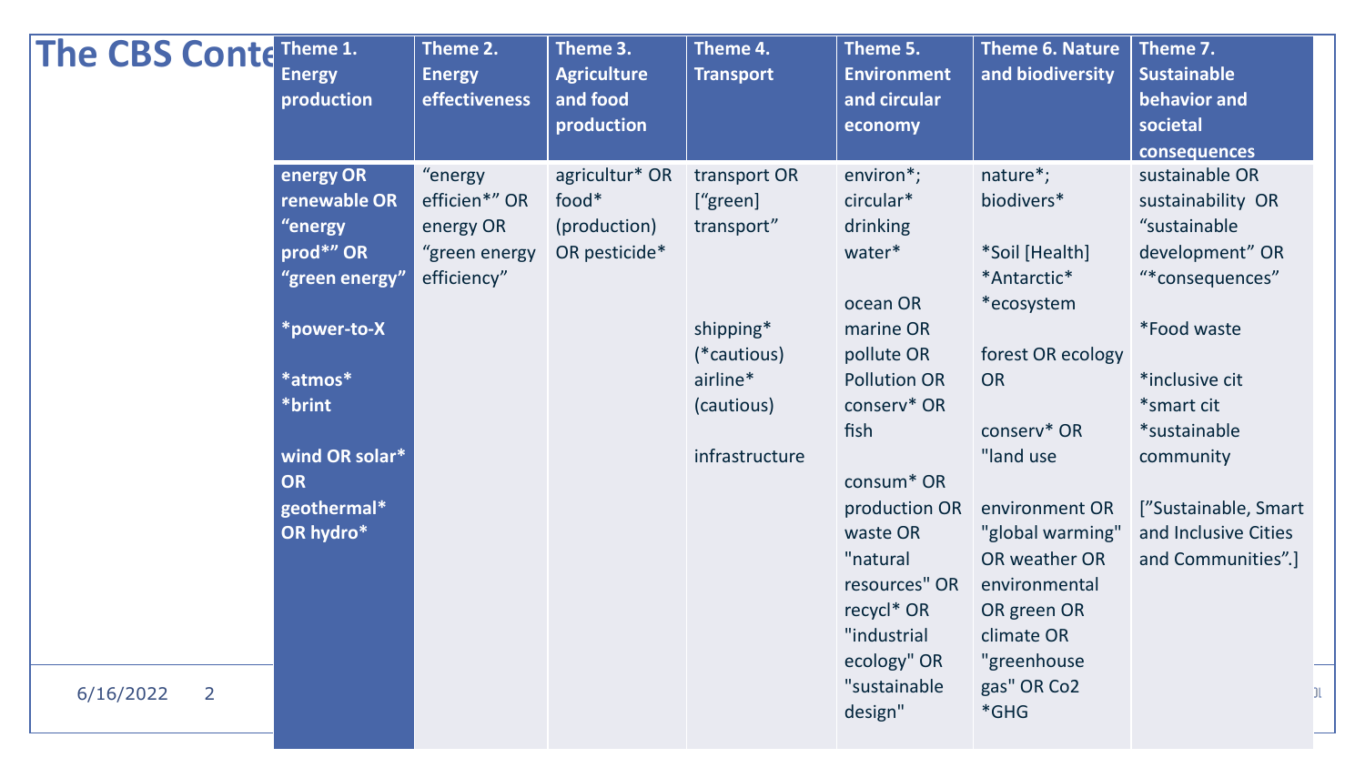# The CBS Conte

| Theme 1. Energy production | Theme 2. Energy effectiveness | Theme 3. Agriculture and food production | Theme 4. Transport | Theme 5. Environment and circular economy | Theme 6. Nature and biodiversity | Theme 7. Sustainable behavior and societal consequences |
|---|---|---|---|---|---|---|
| **energy OR renewable OR “energy prod*” OR “green energy”**<br><br>**\*power-to-X**<br><br>**\*atmos\***<br>**\*brint**<br><br>**wind OR solar\* OR geothermal\* OR hydro\*** | “energy efficien*” OR energy OR “green energy efficiency” | agricultur* OR food* (production) OR pesticide* | transport OR [“green] transport”<br><br>shipping* (*cautious) airline* (cautious)<br><br>infrastructure | environ*; circular* drinking water*<br><br>ocean OR marine OR pollute OR Pollution OR conserv* OR fish<br><br>consum* OR production OR waste OR "natural resources" OR recycl* OR "industrial ecology" OR "sustainable design" | nature*; biodivers*<br><br>\*Soil [Health]<br>\*Antarctic*<br>\*ecosystem<br><br>forest OR ecology OR<br><br>conserv* OR "land use<br><br>environment OR "global warming" OR weather OR environmental OR green OR climate OR "greenhouse gas" OR Co2<br>\*GHG | sustainable OR sustainability OR “sustainable development” OR “*consequences”<br><br>\*Food waste<br><br>\*inclusive cit<br>\*smart cit<br>\*sustainable community<br><br>[”Sustainable, Smart and Inclusive Cities and Communities”.] |

6/16/2022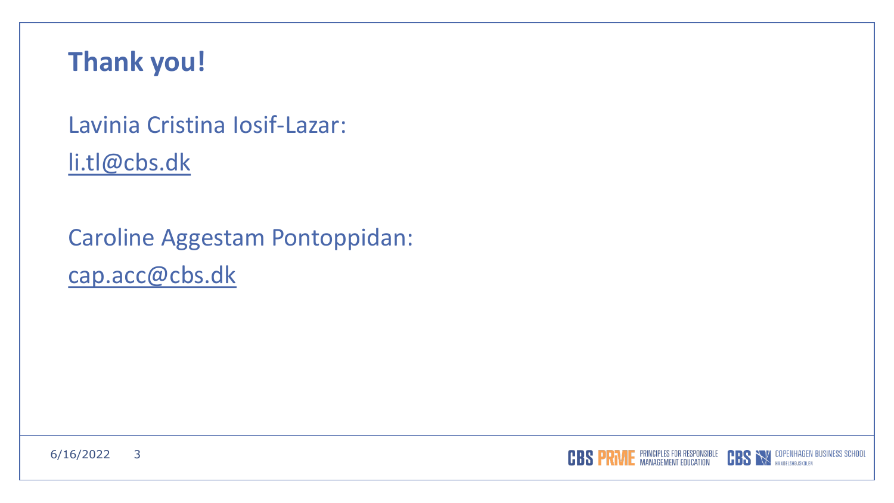# Thank you!

Lavinia Cristina Iosif-Lazar:

li.tl@cbs.dk

Caroline Aggestam Pontoppidan:

cap.acc@cbs.dk